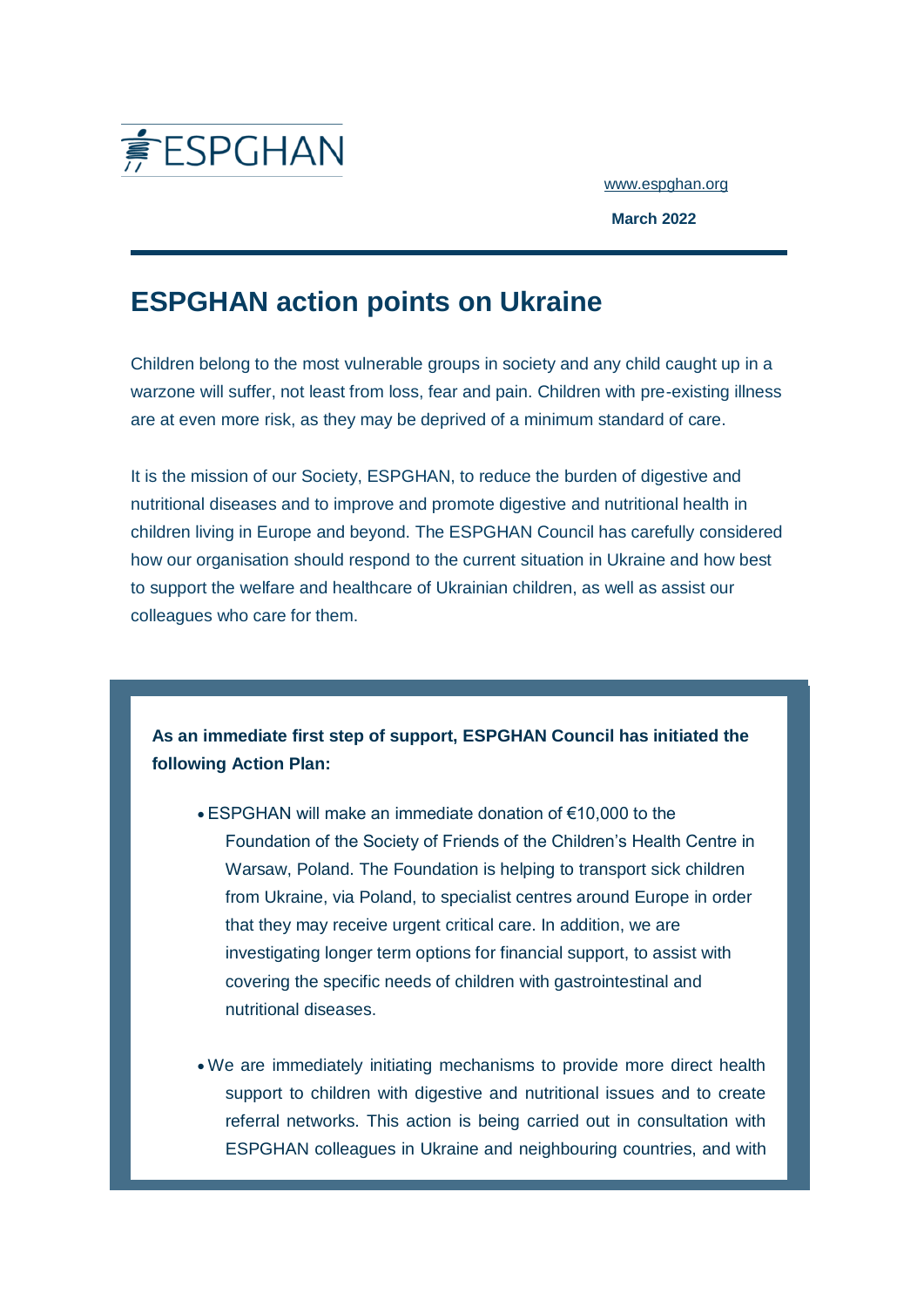ESPGHAN

www.espghan.org

**March 2022**

# ESPGHAN action points on Ukraine

Children belong to the most vulnerable groups in society and any child caught up in a warzone will suffer, not least from loss, fear and pain. Children with pre-existing illness are at even more risk, as they may be deprived of a minimum standard of care.

It is the mission of our Society, ESPGHAN, to reduce the burden of digestive and nutritional diseases and to improve and promote digestive and nutritional health in children living in Europe and beyond. The ESPGHAN Council has carefully considered how our organisation should respond to the current situation in Ukraine and how best to support the welfare and healthcare of Ukrainian children, as well as assist our colleagues who care for them.

**As an immediate first step of support, ESPGHAN Council has initiated the following Action Plan:**

- ESPGHAN will make an immediate donation of €10,000 to the Foundation of the Society of Friends of the Children's Health Centre in Warsaw, Poland. The Foundation is helping to transport sick children from Ukraine, via Poland, to specialist centres around Europe in order that they may receive urgent critical care. In addition, we are investigating longer term options for financial support, to assist with covering the specific needs of children with gastrointestinal and nutritional diseases.

- We are immediately initiating mechanisms to provide more direct health support to children with digestive and nutritional issues and to create referral networks. This action is being carried out in consultation with ESPGHAN colleagues in Ukraine and neighbouring countries, and with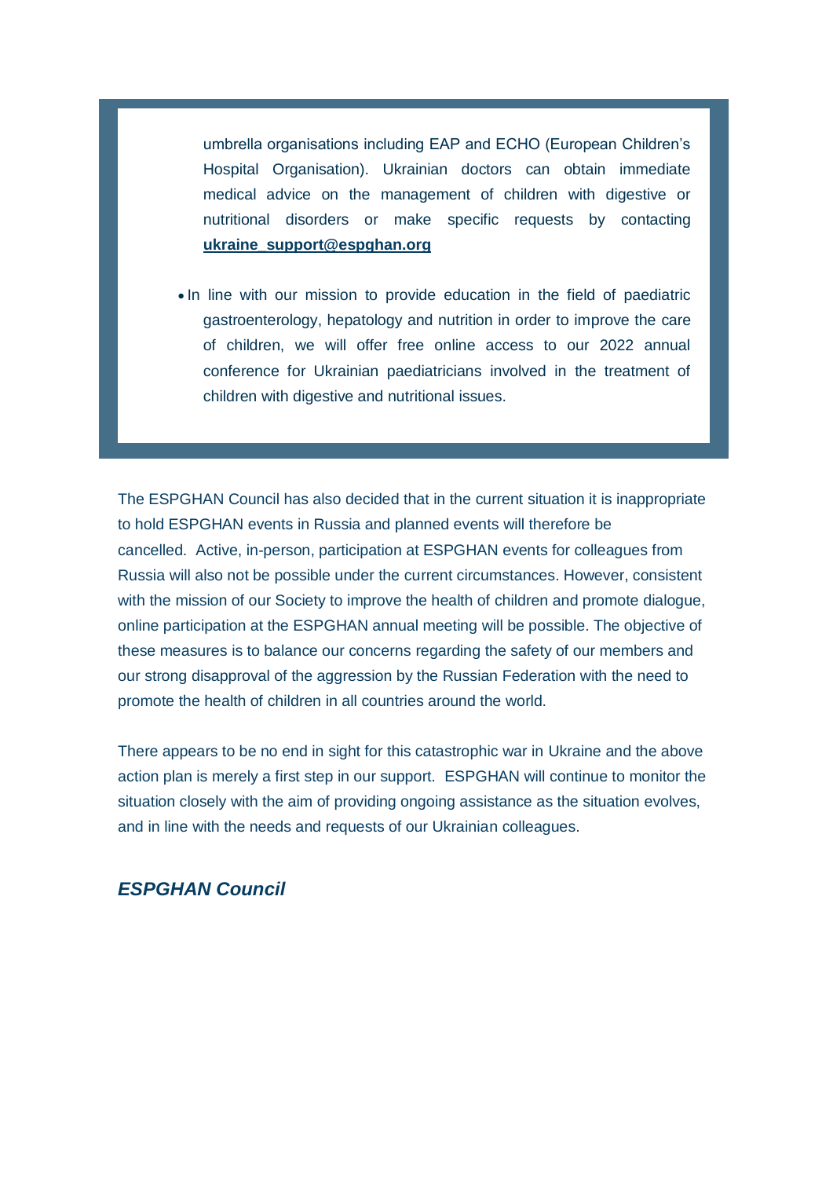umbrella organisations including EAP and ECHO (European Children's Hospital Organisation). Ukrainian doctors can obtain immediate medical advice on the management of children with digestive or nutritional disorders or make specific requests by contacting **ukraine_support@espghan.org**

- In line with our mission to provide education in the field of paediatric gastroenterology, hepatology and nutrition in order to improve the care of children, we will offer free online access to our 2022 annual conference for Ukrainian paediatricians involved in the treatment of children with digestive and nutritional issues.

The ESPGHAN Council has also decided that in the current situation it is inappropriate to hold ESPGHAN events in Russia and planned events will therefore be cancelled. Active, in-person, participation at ESPGHAN events for colleagues from Russia will also not be possible under the current circumstances. However, consistent with the mission of our Society to improve the health of children and promote dialogue, online participation at the ESPGHAN annual meeting will be possible. The objective of these measures is to balance our concerns regarding the safety of our members and our strong disapproval of the aggression by the Russian Federation with the need to promote the health of children in all countries around the world.

There appears to be no end in sight for this catastrophic war in Ukraine and the above action plan is merely a first step in our support. ESPGHAN will continue to monitor the situation closely with the aim of providing ongoing assistance as the situation evolves, and in line with the needs and requests of our Ukrainian colleagues.

***ESPGHAN Council***